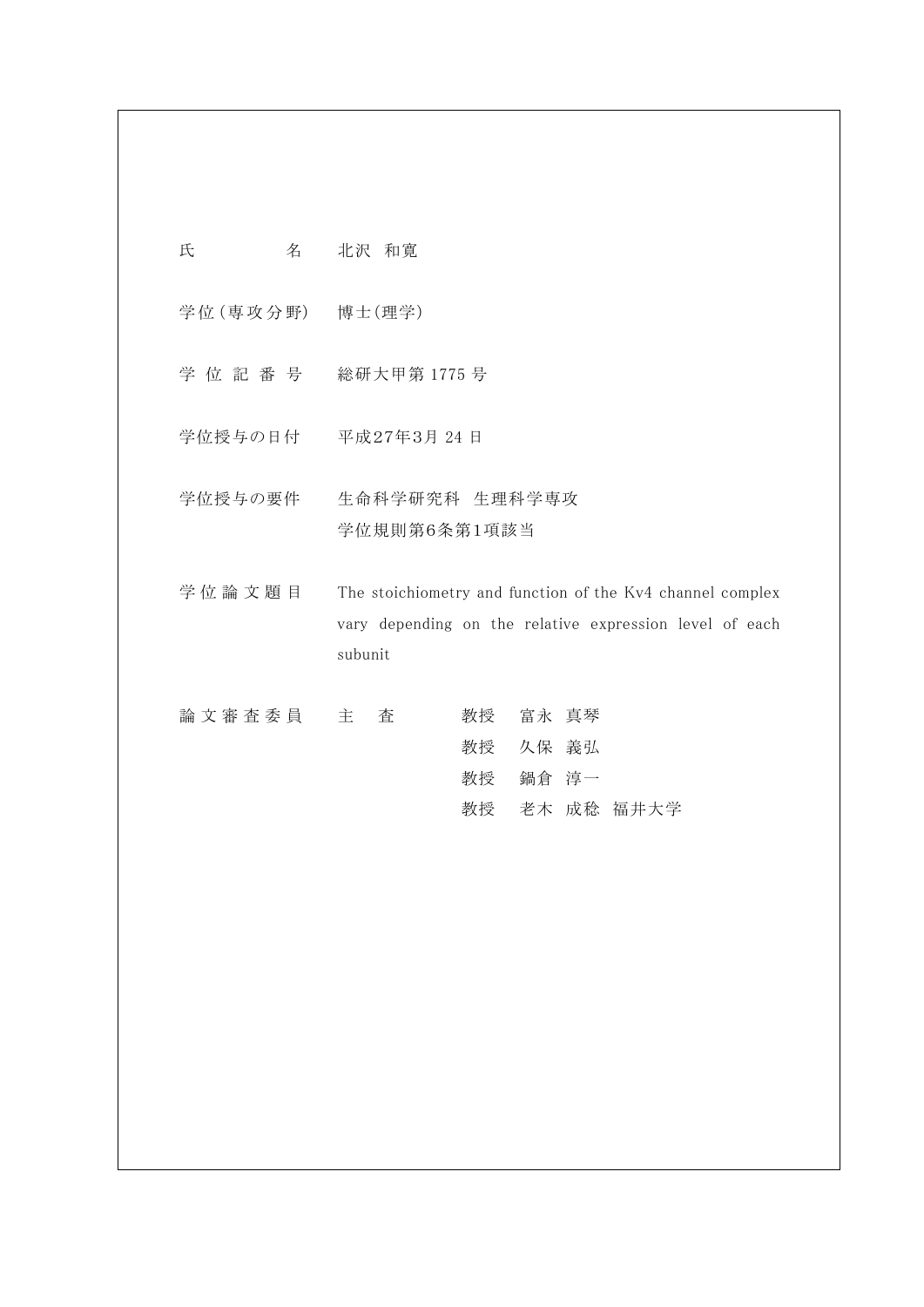| | |
|---|---|
| 氏　　　　名 | 北沢　和寛 |
| 学位(専攻分野) | 博士(理学) |
| 学 位 記 番 号 | 総研大甲第 1775 号 |
| 学位授与の日付 | 平成27年3月 24 日 |
| 学位授与の要件 | 生命科学研究科　生理科学専攻<br>学位規則第6条第1項該当 |
| 学 位 論 文 題 目 | The stoichiometry and function of the Kv4 channel complex vary depending on the relative expression level of each subunit |
| 論 文 審 査 委 員 | 主　査　　教授　富永　真琴<br>教授　久保　義弘<br>教授　鍋倉　淳一<br>教授　老木　成稔　福井大学 |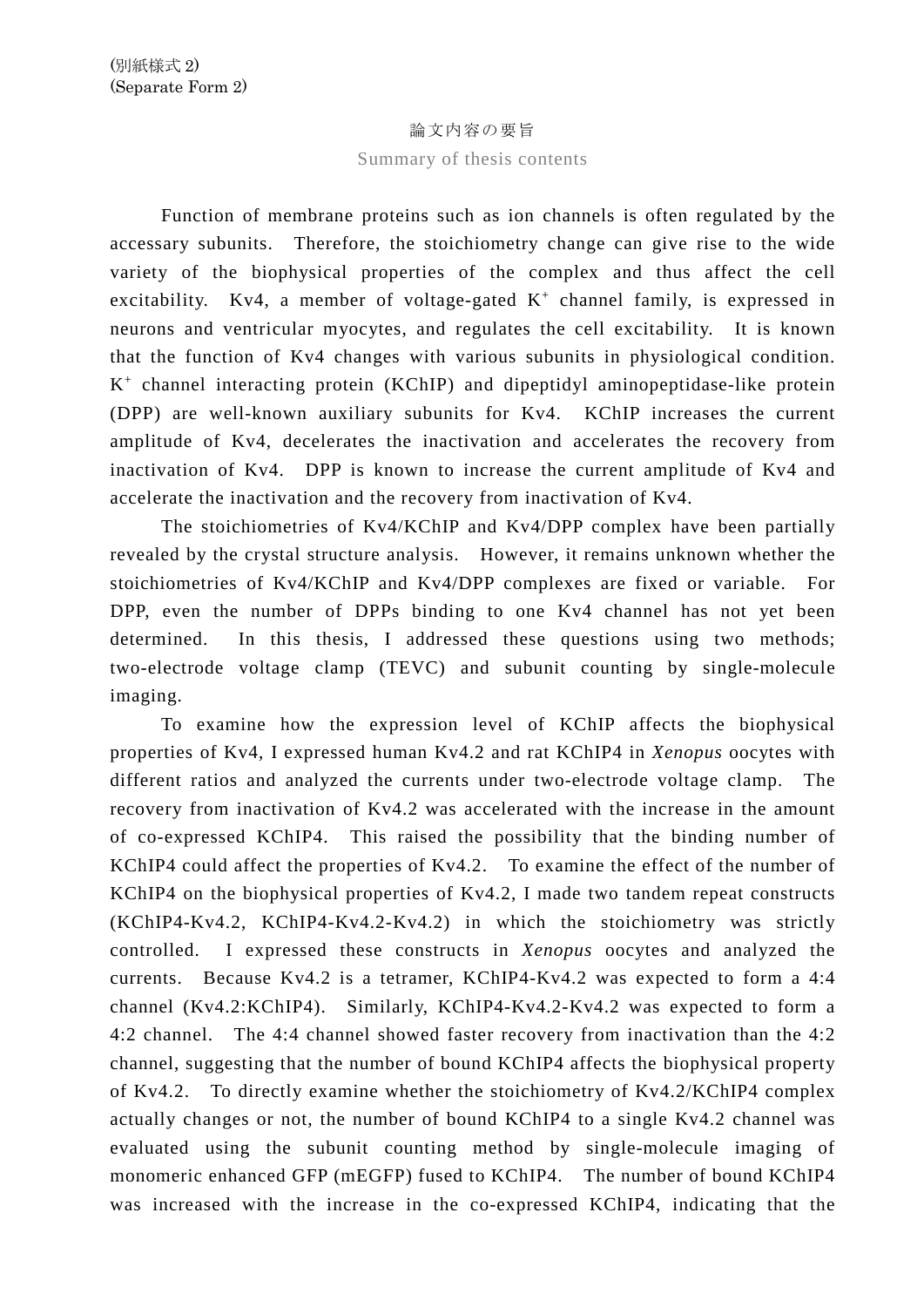(別紙様式 2)
(Separate Form 2)

論文内容の要旨

Summary of thesis contents

Function of membrane proteins such as ion channels is often regulated by the accessary subunits. Therefore, the stoichiometry change can give rise to the wide variety of the biophysical properties of the complex and thus affect the cell excitability. Kv4, a member of voltage-gated $K^+$ channel family, is expressed in neurons and ventricular myocytes, and regulates the cell excitability. It is known that the function of Kv4 changes with various subunits in physiological condition. $K^+$ channel interacting protein (KChIP) and dipeptidyl aminopeptidase-like protein (DPP) are well-known auxiliary subunits for Kv4. KChIP increases the current amplitude of Kv4, decelerates the inactivation and accelerates the recovery from inactivation of Kv4. DPP is known to increase the current amplitude of Kv4 and accelerate the inactivation and the recovery from inactivation of Kv4.

The stoichiometries of Kv4/KChIP and Kv4/DPP complex have been partially revealed by the crystal structure analysis. However, it remains unknown whether the stoichiometries of Kv4/KChIP and Kv4/DPP complexes are fixed or variable. For DPP, even the number of DPPs binding to one Kv4 channel has not yet been determined. In this thesis, I addressed these questions using two methods; two-electrode voltage clamp (TEVC) and subunit counting by single-molecule imaging.

To examine how the expression level of KChIP affects the biophysical properties of Kv4, I expressed human Kv4.2 and rat KChIP4 in *Xenopus* oocytes with different ratios and analyzed the currents under two-electrode voltage clamp. The recovery from inactivation of Kv4.2 was accelerated with the increase in the amount of co-expressed KChIP4. This raised the possibility that the binding number of KChIP4 could affect the properties of Kv4.2. To examine the effect of the number of KChIP4 on the biophysical properties of Kv4.2, I made two tandem repeat constructs (KChIP4-Kv4.2, KChIP4-Kv4.2-Kv4.2) in which the stoichiometry was strictly controlled. I expressed these constructs in *Xenopus* oocytes and analyzed the currents. Because Kv4.2 is a tetramer, KChIP4-Kv4.2 was expected to form a 4:4 channel (Kv4.2:KChIP4). Similarly, KChIP4-Kv4.2-Kv4.2 was expected to form a 4:2 channel. The 4:4 channel showed faster recovery from inactivation than the 4:2 channel, suggesting that the number of bound KChIP4 affects the biophysical property of Kv4.2. To directly examine whether the stoichiometry of Kv4.2/KChIP4 complex actually changes or not, the number of bound KChIP4 to a single Kv4.2 channel was evaluated using the subunit counting method by single-molecule imaging of monomeric enhanced GFP (mEGFP) fused to KChIP4. The number of bound KChIP4 was increased with the increase in the co-expressed KChIP4, indicating that the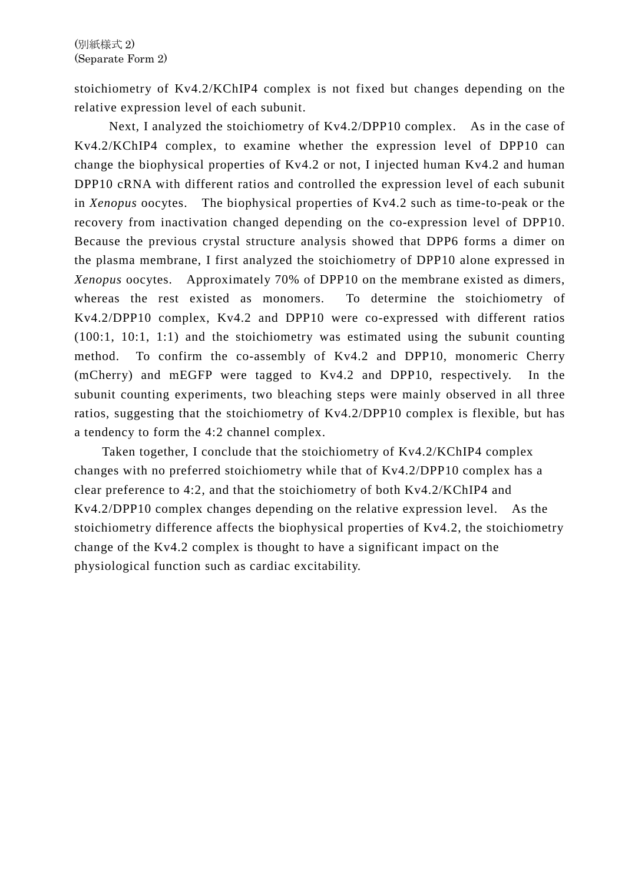stoichiometry of Kv4.2/KChIP4 complex is not fixed but changes depending on the relative expression level of each subunit.

Next, I analyzed the stoichiometry of Kv4.2/DPP10 complex. As in the case of Kv4.2/KChIP4 complex, to examine whether the expression level of DPP10 can change the biophysical properties of Kv4.2 or not, I injected human Kv4.2 and human DPP10 cRNA with different ratios and controlled the expression level of each subunit in *Xenopus* oocytes. The biophysical properties of Kv4.2 such as time-to-peak or the recovery from inactivation changed depending on the co-expression level of DPP10. Because the previous crystal structure analysis showed that DPP6 forms a dimer on the plasma membrane, I first analyzed the stoichiometry of DPP10 alone expressed in *Xenopus* oocytes. Approximately 70% of DPP10 on the membrane existed as dimers, whereas the rest existed as monomers. To determine the stoichiometry of Kv4.2/DPP10 complex, Kv4.2 and DPP10 were co-expressed with different ratios (100:1, 10:1, 1:1) and the stoichiometry was estimated using the subunit counting method. To confirm the co-assembly of Kv4.2 and DPP10, monomeric Cherry (mCherry) and mEGFP were tagged to Kv4.2 and DPP10, respectively. In the subunit counting experiments, two bleaching steps were mainly observed in all three ratios, suggesting that the stoichiometry of Kv4.2/DPP10 complex is flexible, but has a tendency to form the 4:2 channel complex.

Taken together, I conclude that the stoichiometry of Kv4.2/KChIP4 complex changes with no preferred stoichiometry while that of Kv4.2/DPP10 complex has a clear preference to 4:2, and that the stoichiometry of both Kv4.2/KChIP4 and Kv4.2/DPP10 complex changes depending on the relative expression level. As the stoichiometry difference affects the biophysical properties of Kv4.2, the stoichiometry change of the Kv4.2 complex is thought to have a significant impact on the physiological function such as cardiac excitability.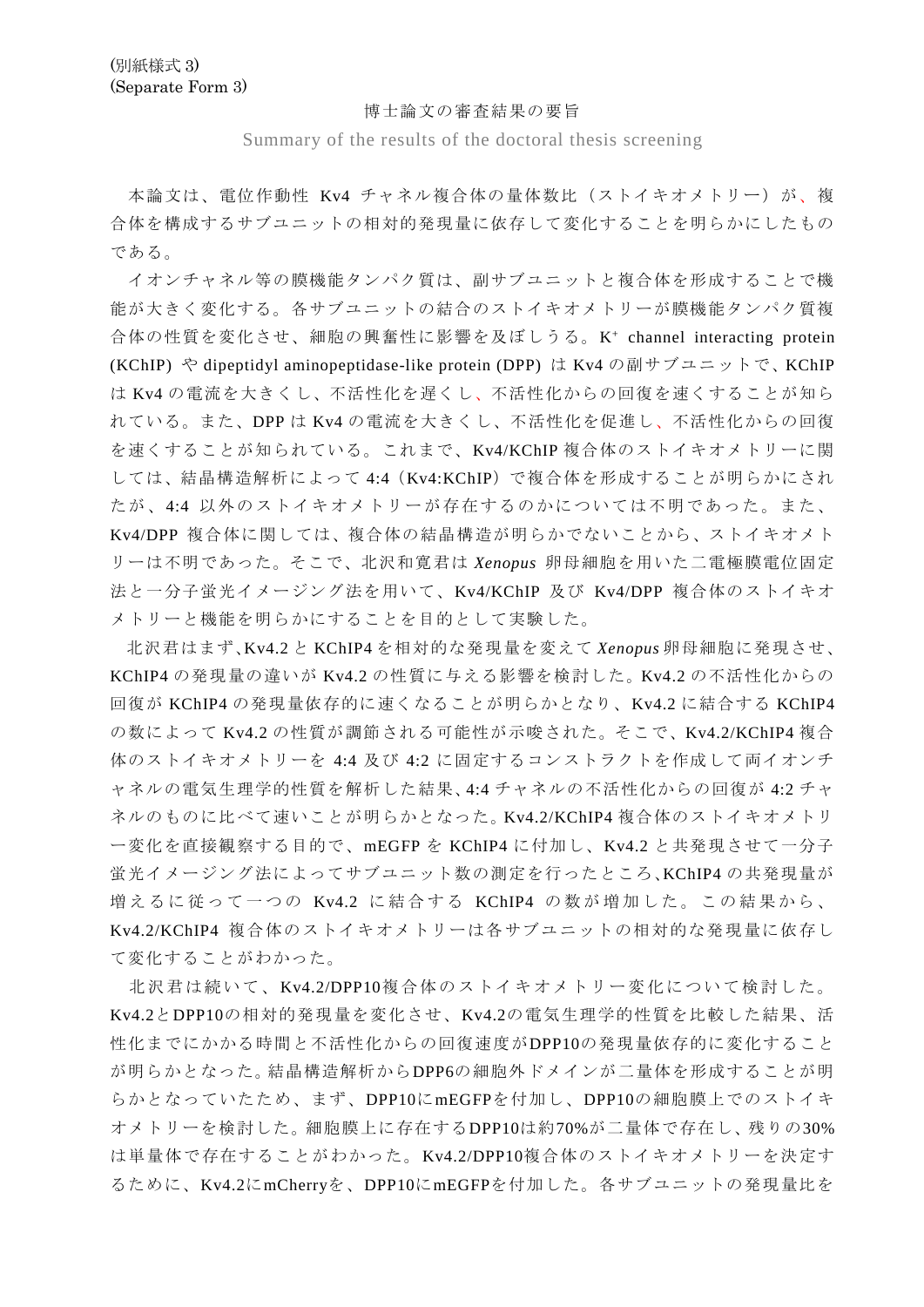(別紙様式 3)
(Separate Form 3)

# 博士論文の審査結果の要旨

Summary of the results of the doctoral thesis screening

本論文は、電位作動性 Kv4 チャネル複合体の量体数比（ストイキオメトリー）が、複合体を構成するサブユニットの相対的発現量に依存して変化することを明らかにしたものである。

イオンチャネル等の膜機能タンパク質は、副サブユニットと複合体を形成することで機能が大きく変化する。各サブユニットの結合のストイキオメトリーが膜機能タンパク質複合体の性質を変化させ、細胞の興奮性に影響を及ぼしうる。$K^+$ channel interacting protein (KChIP) や dipeptidyl aminopeptidase-like protein (DPP) は Kv4 の副サブユニットで、KChIP は Kv4 の電流を大きくし、不活性化を遅くし、不活性化からの回復を速くすることが知られている。また、DPP は Kv4 の電流を大きくし、不活性化を促進し、不活性化からの回復を速くすることが知られている。これまで、Kv4/KChIP 複合体のストイキオメトリーに関しては、結晶構造解析によって 4:4（Kv4:KChIP）で複合体を形成することが明らかにされたが、4:4 以外のストイキオメトリーが存在するのかについては不明であった。また、Kv4/DPP 複合体に関しては、複合体の結晶構造が明らかでないことから、ストイキオメトリーは不明であった。そこで、北沢和寛君は *Xenopus* 卵母細胞を用いた二電極膜電位固定法と一分子蛍光イメージング法を用いて、Kv4/KChIP 及び Kv4/DPP 複合体のストイキオメトリーと機能を明らかにすることを目的として実験した。

北沢君はまず、Kv4.2 と KChIP4 を相対的な発現量を変えて *Xenopus* 卵母細胞に発現させ、KChIP4 の発現量の違いが Kv4.2 の性質に与える影響を検討した。Kv4.2 の不活性化からの回復が KChIP4 の発現量依存的に速くなることが明らかとなり、Kv4.2 に結合する KChIP4 の数によって Kv4.2 の性質が調節される可能性が示唆された。そこで、Kv4.2/KChIP4 複合体のストイキオメトリーを 4:4 及び 4:2 に固定するコンストラクトを作成して両イオンチャネルの電気生理学的性質を解析した結果、4:4 チャネルの不活性化からの回復が 4:2 チャネルのものに比べて速いことが明らかとなった。Kv4.2/KChIP4 複合体のストイキオメトリー変化を直接観察する目的で、mEGFP を KChIP4 に付加し、Kv4.2 と共発現させて一分子蛍光イメージング法によってサブユニット数の測定を行ったところ、KChIP4 の共発現量が増えるに従って一つの Kv4.2 に結合する KChIP4 の数が増加した。この結果から、Kv4.2/KChIP4 複合体のストイキオメトリーは各サブユニットの相対的な発現量に依存して変化することがわかった。

北沢君は続いて、Kv4.2/DPP10複合体のストイキオメトリー変化について検討した。Kv4.2とDPP10の相対的発現量を変化させ、Kv4.2の電気生理学的性質を比較した結果、活性化までにかかる時間と不活性化からの回復速度がDPP10の発現量依存的に変化することが明らかとなった。結晶構造解析からDPP6の細胞外ドメインが二量体を形成することが明らかとなっていたため、まず、DPP10にmEGFPを付加し、DPP10の細胞膜上でのストイキオメトリーを検討した。細胞膜上に存在するDPP10は約70%が二量体で存在し、残りの30%は単量体で存在することがわかった。Kv4.2/DPP10複合体のストイキオメトリーを決定するために、Kv4.2にmCherryを、DPP10にmEGFPを付加した。各サブユニットの発現量比を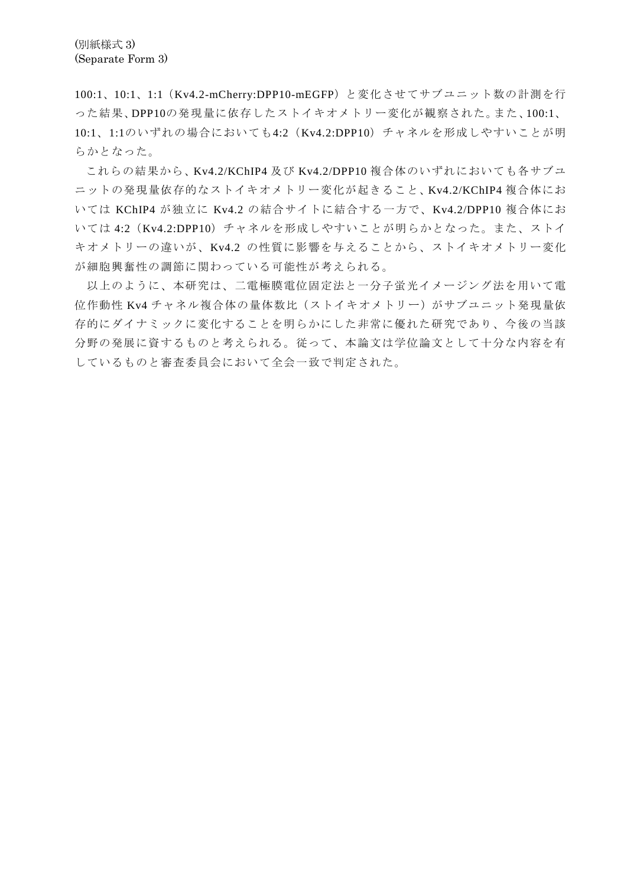(別紙様式 3)
(Separate Form 3)

100:1、10:1、1:1（Kv4.2-mCherry:DPP10-mEGFP）と変化させてサブユニット数の計測を行った結果、DPP10の発現量に依存したストイキオメトリー変化が観察された。また、100:1、10:1、1:1のいずれの場合においても4:2（Kv4.2:DPP10）チャネルを形成しやすいことが明らかとなった。

これらの結果から、Kv4.2/KChIP4 及び Kv4.2/DPP10 複合体のいずれにおいても各サブユニットの発現量依存的なストイキオメトリー変化が起きること、Kv4.2/KChIP4 複合体においては KChIP4 が独立に Kv4.2 の結合サイトに結合する一方で、Kv4.2/DPP10 複合体においては 4:2（Kv4.2:DPP10）チャネルを形成しやすいことが明らかとなった。また、ストイキオメトリーの違いが、Kv4.2 の性質に影響を与えることから、ストイキオメトリー変化が細胞興奮性の調節に関わっている可能性が考えられる。

以上のように、本研究は、二電極膜電位固定法と一分子蛍光イメージング法を用いて電位作動性 Kv4 チャネル複合体の量体数比（ストイキオメトリー）がサブユニット発現量依存的にダイナミックに変化することを明らかにした非常に優れた研究であり、今後の当該分野の発展に資するものと考えられる。従って、本論文は学位論文として十分な内容を有しているものと審査委員会において全会一致で判定された。